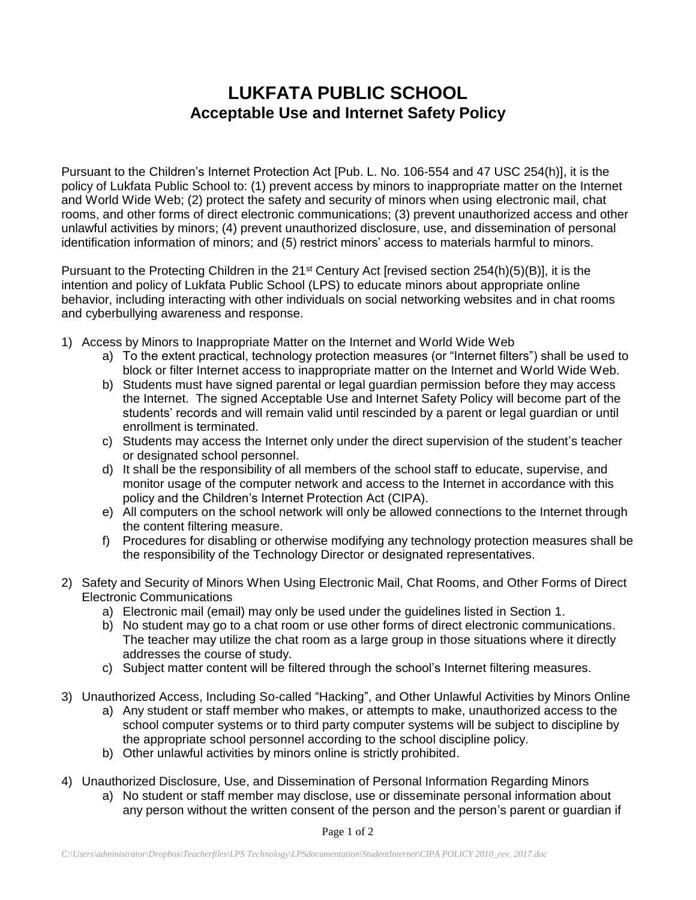# LUKFATA PUBLIC SCHOOL

## Acceptable Use and Internet Safety Policy

Pursuant to the Children's Internet Protection Act [Pub. L. No. 106-554 and 47 USC 254(h)], it is the policy of Lukfata Public School to: (1) prevent access by minors to inappropriate matter on the Internet and World Wide Web; (2) protect the safety and security of minors when using electronic mail, chat rooms, and other forms of direct electronic communications; (3) prevent unauthorized access and other unlawful activities by minors; (4) prevent unauthorized disclosure, use, and dissemination of personal identification information of minors; and (5) restrict minors' access to materials harmful to minors.

Pursuant to the Protecting Children in the 21st Century Act [revised section 254(h)(5)(B)], it is the intention and policy of Lukfata Public School (LPS) to educate minors about appropriate online behavior, including interacting with other individuals on social networking websites and in chat rooms and cyberbullying awareness and response.

1) Access by Minors to Inappropriate Matter on the Internet and World Wide Web
   a) To the extent practical, technology protection measures (or "Internet filters") shall be used to block or filter Internet access to inappropriate matter on the Internet and World Wide Web.
   b) Students must have signed parental or legal guardian permission before they may access the Internet. The signed Acceptable Use and Internet Safety Policy will become part of the students' records and will remain valid until rescinded by a parent or legal guardian or until enrollment is terminated.
   c) Students may access the Internet only under the direct supervision of the student's teacher or designated school personnel.
   d) It shall be the responsibility of all members of the school staff to educate, supervise, and monitor usage of the computer network and access to the Internet in accordance with this policy and the Children's Internet Protection Act (CIPA).
   e) All computers on the school network will only be allowed connections to the Internet through the content filtering measure.
   f) Procedures for disabling or otherwise modifying any technology protection measures shall be the responsibility of the Technology Director or designated representatives.

2) Safety and Security of Minors When Using Electronic Mail, Chat Rooms, and Other Forms of Direct Electronic Communications
   a) Electronic mail (email) may only be used under the guidelines listed in Section 1.
   b) No student may go to a chat room or use other forms of direct electronic communications. The teacher may utilize the chat room as a large group in those situations where it directly addresses the course of study.
   c) Subject matter content will be filtered through the school's Internet filtering measures.

3) Unauthorized Access, Including So-called "Hacking", and Other Unlawful Activities by Minors Online
   a) Any student or staff member who makes, or attempts to make, unauthorized access to the school computer systems or to third party computer systems will be subject to discipline by the appropriate school personnel according to the school discipline policy.
   b) Other unlawful activities by minors online is strictly prohibited.

4) Unauthorized Disclosure, Use, and Dissemination of Personal Information Regarding Minors
   a) No student or staff member may disclose, use or disseminate personal information about any person without the written consent of the person and the person's parent or guardian if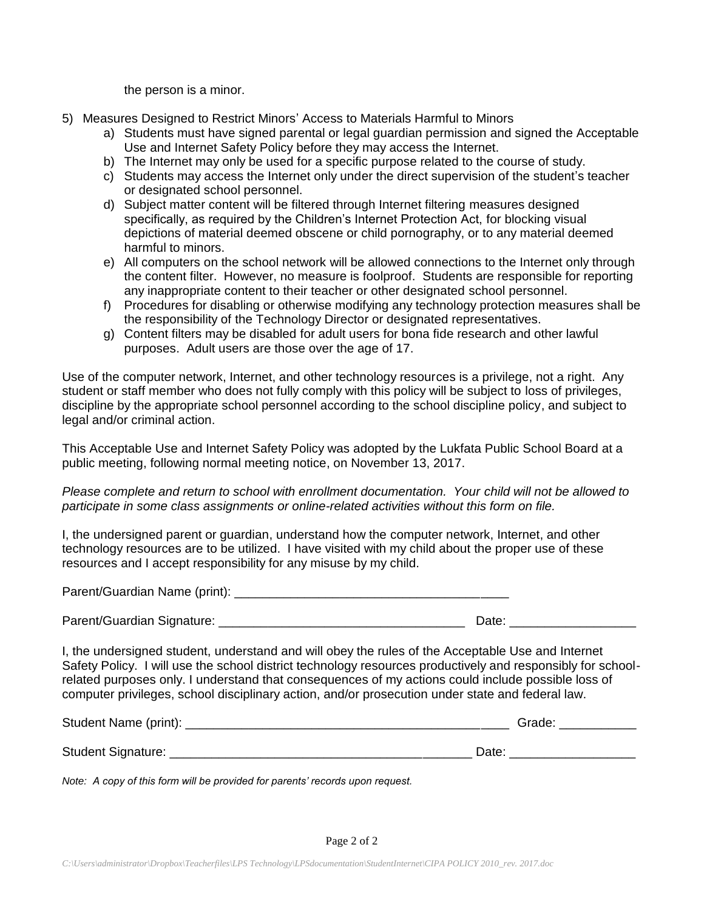the person is a minor.

5) Measures Designed to Restrict Minors' Access to Materials Harmful to Minors
    a) Students must have signed parental or legal guardian permission and signed the Acceptable Use and Internet Safety Policy before they may access the Internet.
    b) The Internet may only be used for a specific purpose related to the course of study.
    c) Students may access the Internet only under the direct supervision of the student's teacher or designated school personnel.
    d) Subject matter content will be filtered through Internet filtering measures designed specifically, as required by the Children's Internet Protection Act, for blocking visual depictions of material deemed obscene or child pornography, or to any material deemed harmful to minors.
    e) All computers on the school network will be allowed connections to the Internet only through the content filter. However, no measure is foolproof. Students are responsible for reporting any inappropriate content to their teacher or other designated school personnel.
    f) Procedures for disabling or otherwise modifying any technology protection measures shall be the responsibility of the Technology Director or designated representatives.
    g) Content filters may be disabled for adult users for bona fide research and other lawful purposes. Adult users are those over the age of 17.

Use of the computer network, Internet, and other technology resources is a privilege, not a right. Any student or staff member who does not fully comply with this policy will be subject to loss of privileges, discipline by the appropriate school personnel according to the school discipline policy, and subject to legal and/or criminal action.

This Acceptable Use and Internet Safety Policy was adopted by the Lukfata Public School Board at a public meeting, following normal meeting notice, on November 13, 2017.

*Please complete and return to school with enrollment documentation. Your child will not be allowed to participate in some class assignments or online-related activities without this form on file.*

I, the undersigned parent or guardian, understand how the computer network, Internet, and other technology resources are to be utilized. I have visited with my child about the proper use of these resources and I accept responsibility for any misuse by my child.

Parent/Guardian Name (print): ______________________________________

Parent/Guardian Signature: ___________________________________ Date: _________________

I, the undersigned student, understand and will obey the rules of the Acceptable Use and Internet Safety Policy. I will use the school district technology resources productively and responsibly for school-related purposes only. I understand that consequences of my actions could include possible loss of computer privileges, school disciplinary action, and/or prosecution under state and federal law.

Student Name (print): ______________________________________________ Grade: ___________

Student Signature: ________________________________________ Date: _________________

*Note: A copy of this form will be provided for parents' records upon request.*